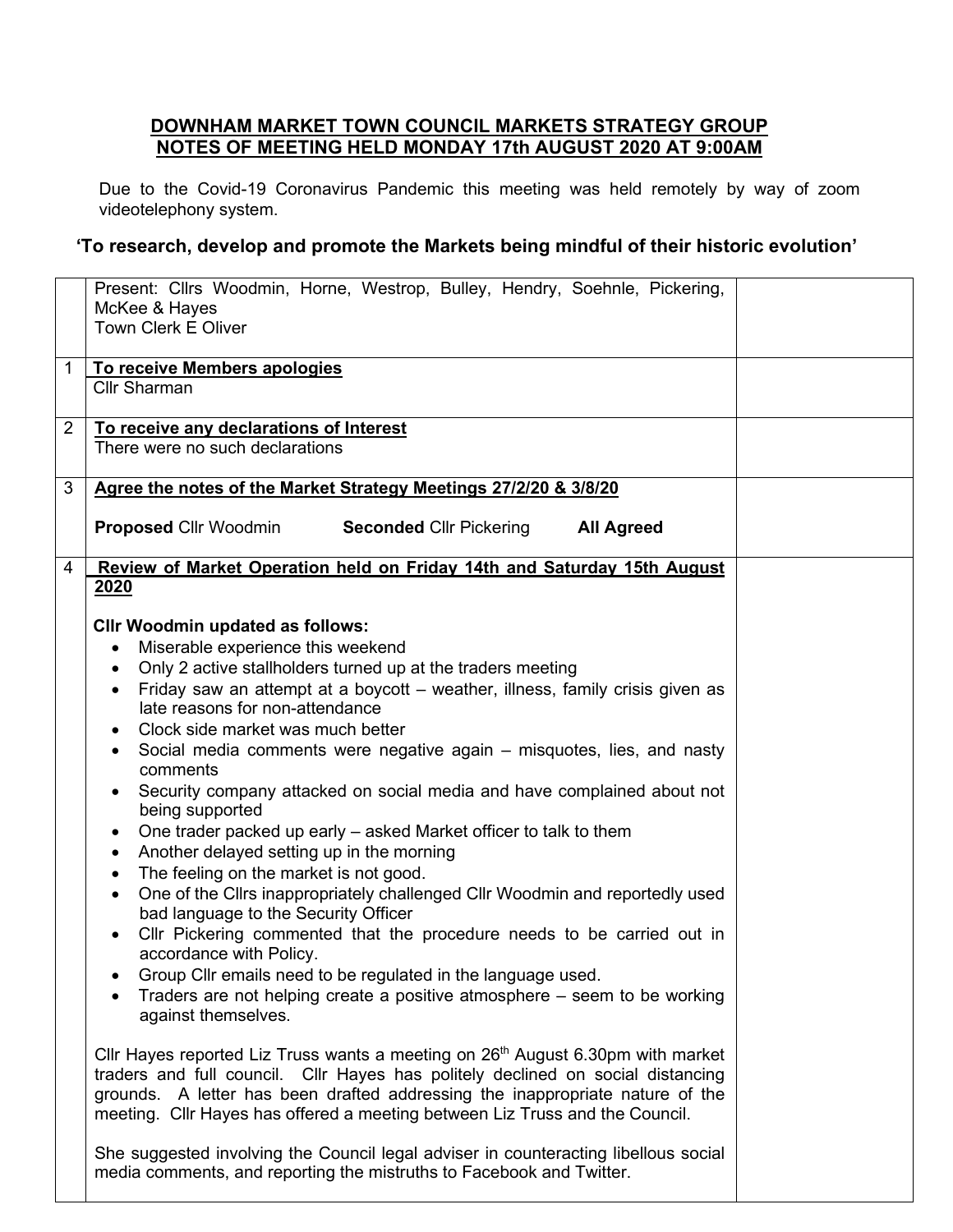# DOWNHAM MARKET TOWN COUNCIL MARKETS STRATEGY GROUP
## NOTES OF MEETING HELD MONDAY 17th AUGUST 2020 AT 9:00AM

Due to the Covid-19 Coronavirus Pandemic this meeting was held remotely by way of zoom videotelephony system.

**'To research, develop and promote the Markets being mindful of their historic evolution'**

| | | |
|---|---|---|
| | Present: Cllrs Woodmin, Horne, Westrop, Bulley, Hendry, Soehnle, Pickering, McKee & Hayes<br>Town Clerk E Oliver | |
| 1 | **To receive Members apologies**<br>Cllr Sharman | |
| 2 | **To receive any declarations of Interest**<br>There were no such declarations | |
| 3 | **Agree the notes of the Market Strategy Meetings 27/2/20 & 3/8/20**<br><br>**Proposed** Cllr Woodmin **Seconded** Cllr Pickering **All Agreed** | |
| 4 | **Review of Market Operation held on Friday 14th and Saturday 15th August 2020**<br><br>**Cllr Woodmin updated as follows:**<br>• Miserable experience this weekend<br>• Only 2 active stallholders turned up at the traders meeting<br>• Friday saw an attempt at a boycott – weather, illness, family crisis given as late reasons for non-attendance<br>• Clock side market was much better<br>• Social media comments were negative again – misquotes, lies, and nasty comments<br>• Security company attacked on social media and have complained about not being supported<br>• One trader packed up early – asked Market officer to talk to them<br>• Another delayed setting up in the morning<br>• The feeling on the market is not good.<br>• One of the Cllrs inappropriately challenged Cllr Woodmin and reportedly used bad language to the Security Officer<br>• Cllr Pickering commented that the procedure needs to be carried out in accordance with Policy.<br>• Group Cllr emails need to be regulated in the language used.<br>• Traders are not helping create a positive atmosphere – seem to be working against themselves.<br><br>Cllr Hayes reported Liz Truss wants a meeting on 26th August 6.30pm with market traders and full council. Cllr Hayes has politely declined on social distancing grounds. A letter has been drafted addressing the inappropriate nature of the meeting. Cllr Hayes has offered a meeting between Liz Truss and the Council.<br><br>She suggested involving the Council legal adviser in counteracting libellous social media comments, and reporting the mistruths to Facebook and Twitter. | |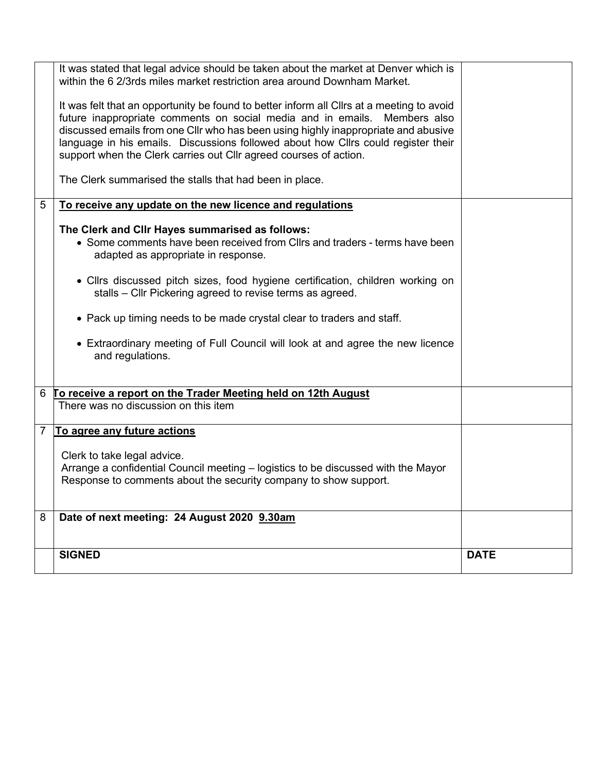| | | |
|---|---|---|
| | It was stated that legal advice should be taken about the market at Denver which is within the 6 2/3rds miles market restriction area around Downham Market.<br><br>It was felt that an opportunity be found to better inform all Cllrs at a meeting to avoid future inappropriate comments on social media and in emails. Members also discussed emails from one Cllr who has been using highly inappropriate and abusive language in his emails. Discussions followed about how Cllrs could register their support when the Clerk carries out Cllr agreed courses of action.<br><br>The Clerk summarised the stalls that had been in place. | |
| 5 | **To receive any update on the new licence and regulations**<br><br>**The Clerk and Cllr Hayes summarised as follows:**<br>• Some comments have been received from Cllrs and traders - terms have been adapted as appropriate in response.<br><br>• Cllrs discussed pitch sizes, food hygiene certification, children working on stalls – Cllr Pickering agreed to revise terms as agreed.<br><br>• Pack up timing needs to be made crystal clear to traders and staff.<br><br>• Extraordinary meeting of Full Council will look at and agree the new licence and regulations. | |
| 6 | **To receive a report on the Trader Meeting held on 12th August**<br>There was no discussion on this item | |
| 7 | **To agree any future actions**<br><br>Clerk to take legal advice.<br>Arrange a confidential Council meeting – logistics to be discussed with the Mayor<br>Response to comments about the security company to show support. | |
| 8 | **Date of next meeting: 24 August 2020 9.30am** | |
| | **SIGNED** | **DATE** |